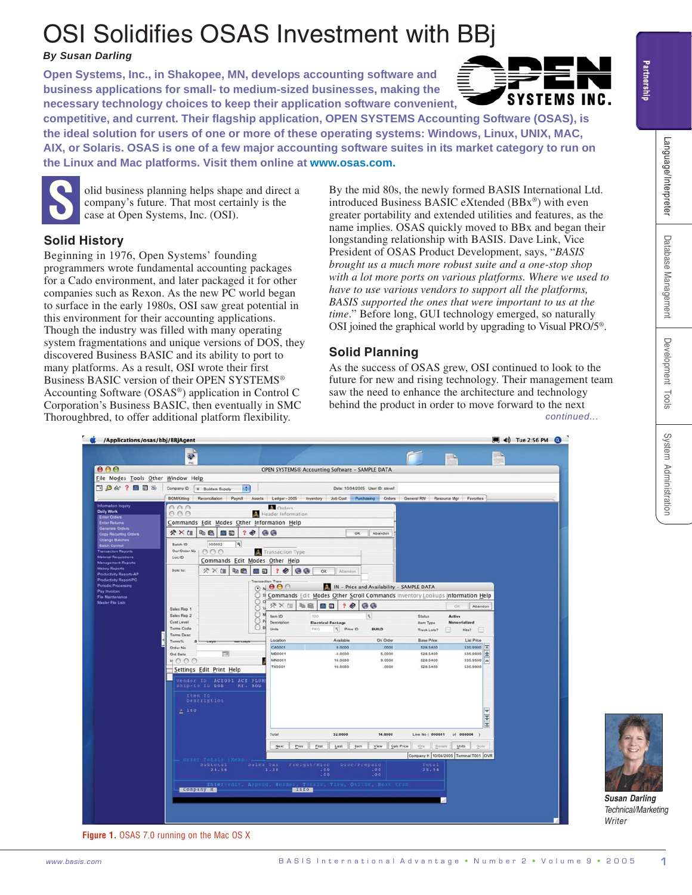# OSI Solidifies OSAS Investment with BBj

***By Susan Darling***

**Open Systems, Inc., in Shakopee, MN, develops accounting software and business applications for small- to medium-sized businesses, making the necessary technology choices to keep their application software convenient, competitive, and current. Their flagship application, OPEN SYSTEMS Accounting Software (OSAS), is the ideal solution for users of one or more of these operating systems: Windows, Linux, UNIX, MAC, AIX, or Solaris. OSAS is one of a few major accounting software suites in its market category to run on the Linux and Mac platforms. Visit them online at www.osas.com.**

Solid business planning helps shape and direct a company's future. That most certainly is the case at Open Systems, Inc. (OSI).

## Solid History

Beginning in 1976, Open Systems' founding programmers wrote fundamental accounting packages for a Cado environment, and later packaged it for other companies such as Rexon. As the new PC world began to surface in the early 1980s, OSI saw great potential in this environment for their accounting applications. Though the industry was filled with many operating system fragmentations and unique versions of DOS, they discovered Business BASIC and its ability to port to many platforms. As a result, OSI wrote their first Business BASIC version of their OPEN SYSTEMS® Accounting Software (OSAS®) application in Control C Corporation's Business BASIC, then eventually in SMC Thoroughbred, to offer additional platform flexibility.

By the mid 80s, the newly formed BASIS International Ltd. introduced Business BASIC eXtended (BBx®) with even greater portability and extended utilities and features, as the name implies. OSAS quickly moved to BBx and began their longstanding relationship with BASIS. Dave Link, Vice President of OSAS Product Development, says, "*BASIS brought us a much more robust suite and a one-stop shop with a lot more ports on various platforms. Where we used to have to use various vendors to support all the platforms, BASIS supported the ones that were important to us at the time.*" Before long, GUI technology emerged, so naturally OSI joined the graphical world by upgrading to Visual PRO/5®.

## Solid Planning

As the success of OSAS grew, OSI continued to look to the future for new and rising technology. Their management team saw the need to enhance the architecture and technology behind the product in order to move forward to the next

*continued...*

**Figure 1.** OSAS 7.0 running on the Mac OS X

***Susan Darling***
*Technical/Marketing Writer*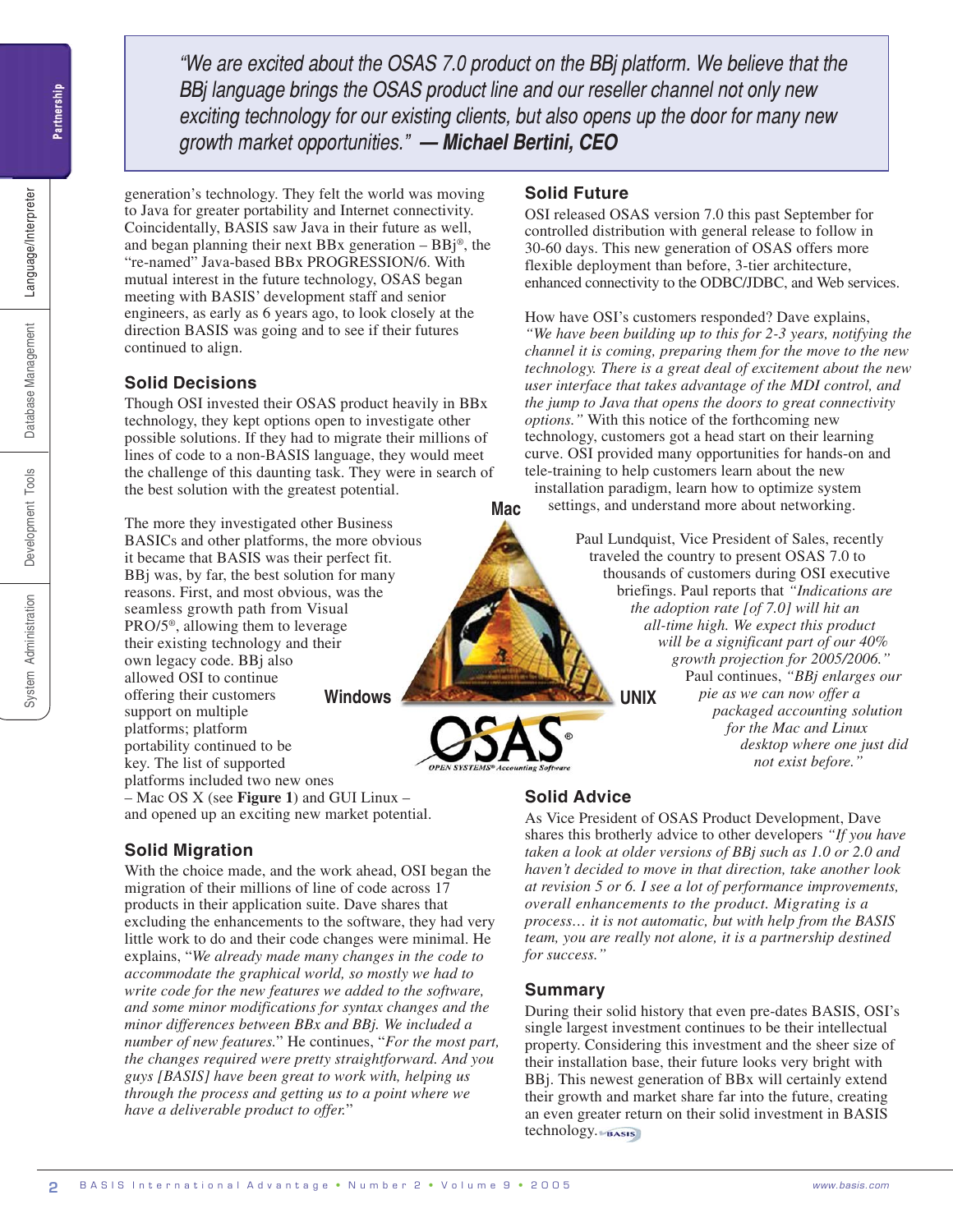> *"We are excited about the OSAS 7.0 product on the BBj platform. We believe that the BBj language brings the OSAS product line and our reseller channel not only new exciting technology for our existing clients, but also opens up the door for many new growth market opportunities."* **— Michael Bertini, CEO**

generation's technology. They felt the world was moving to Java for greater portability and Internet connectivity. Coincidentally, BASIS saw Java in their future as well, and began planning their next BBx generation – BBj®, the "re-named" Java-based BBx PROGRESSION/6. With mutual interest in the future technology, OSAS began meeting with BASIS' development staff and senior engineers, as early as 6 years ago, to look closely at the direction BASIS was going and to see if their futures continued to align.

## Solid Decisions

Though OSI invested their OSAS product heavily in BBx technology, they kept options open to investigate other possible solutions. If they had to migrate their millions of lines of code to a non-BASIS language, they would meet the challenge of this daunting task. They were in search of the best solution with the greatest potential.

The more they investigated other Business BASICs and other platforms, the more obvious it became that BASIS was their perfect fit. BBj was, by far, the best solution for many reasons. First, and most obvious, was the seamless growth path from Visual PRO/5®, allowing them to leverage their existing technology and their own legacy code. BBj also allowed OSI to continue offering their customers support on multiple platforms; platform portability continued to be key. The list of supported platforms included two new ones – Mac OS X (see **Figure 1**) and GUI Linux – and opened up an exciting new market potential.

## Solid Migration

With the choice made, and the work ahead, OSI began the migration of their millions of line of code across 17 products in their application suite. Dave shares that excluding the enhancements to the software, they had very little work to do and their code changes were minimal. He explains, "*We already made many changes in the code to accommodate the graphical world, so mostly we had to write code for the new features we added to the software, and some minor modifications for syntax changes and the minor differences between BBx and BBj. We included a number of new features.*" He continues, "*For the most part, the changes required were pretty straightforward. And you guys [BASIS] have been great to work with, helping us through the process and getting us to a point where we have a deliverable product to offer.*"

## Solid Future

OSI released OSAS version 7.0 this past September for controlled distribution with general release to follow in 30-60 days. This new generation of OSAS offers more flexible deployment than before, 3-tier architecture, enhanced connectivity to the ODBC/JDBC, and Web services.

How have OSI's customers responded? Dave explains, *"We have been building up to this for 2-3 years, notifying the channel it is coming, preparing them for the move to the new technology. There is a great deal of excitement about the new user interface that takes advantage of the MDI control, and the jump to Java that opens the doors to great connectivity options."* With this notice of the forthcoming new technology, customers got a head start on their learning curve. OSI provided many opportunities for hands-on and tele-training to help customers learn about the new installation paradigm, learn how to optimize system settings, and understand more about networking.

Mac

Windows

UNIX

OSAS®
OPEN SYSTEMS® Accounting Software

Paul Lundquist, Vice President of Sales, recently traveled the country to present OSAS 7.0 to thousands of customers during OSI executive briefings. Paul reports that *"Indications are the adoption rate [of 7.0] will hit an all-time high. We expect this product will be a significant part of our 40% growth projection for 2005/2006."* Paul continues, *"BBj enlarges our pie as we can now offer a packaged accounting solution for the Mac and Linux desktop where one just did not exist before."*

## Solid Advice

As Vice President of OSAS Product Development, Dave shares this brotherly advice to other developers *"If you have taken a look at older versions of BBj such as 1.0 or 2.0 and haven't decided to move in that direction, take another look at revision 5 or 6. I see a lot of performance improvements, overall enhancements to the product. Migrating is a process… it is not automatic, but with help from the BASIS team, you are really not alone, it is a partnership destined for success."*

## Summary

During their solid history that even pre-dates BASIS, OSI's single largest investment continues to be their intellectual property. Considering this investment and the sheer size of their installation base, their future looks very bright with BBj. This newest generation of BBx will certainly extend their growth and market share far into the future, creating an even greater return on their solid investment in BASIS technology.